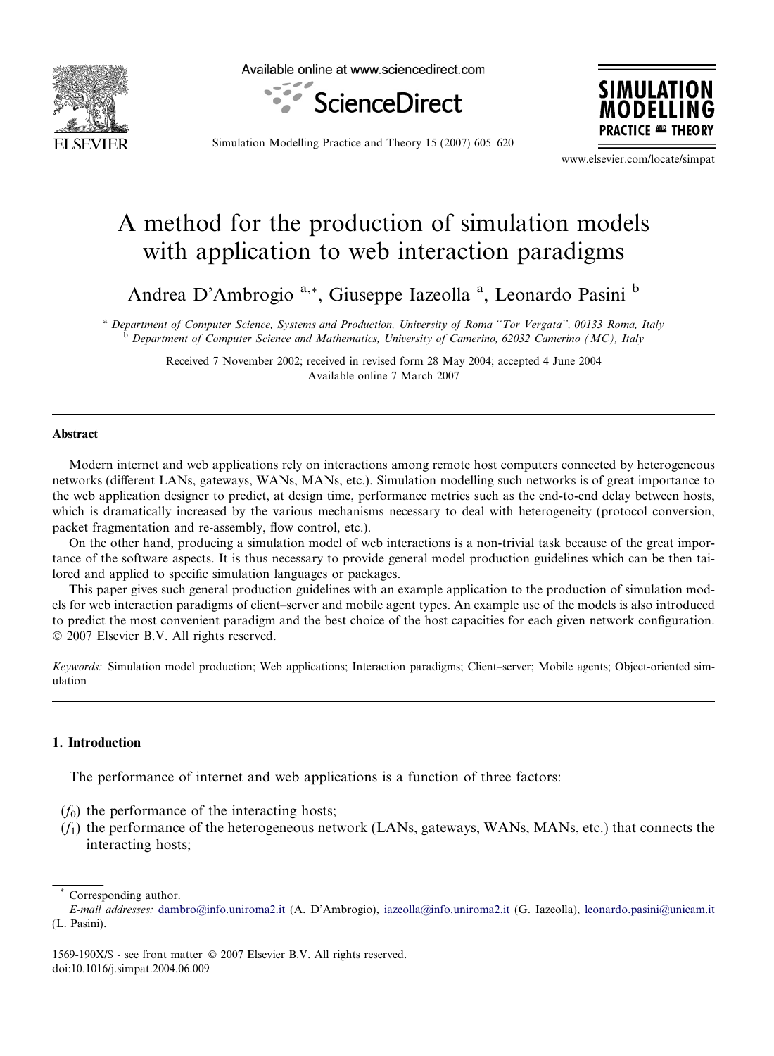# A method for the production of simulation models with application to web interaction paradigms

Andrea D'Ambrogio [a,*], Giuseppe Iazeolla [a], Leonardo Pasini [b]

[a] *Department of Computer Science, Systems and Production, University of Roma "Tor Vergata", 00133 Roma, Italy*
[b] *Department of Computer Science and Mathematics, University of Camerino, 62032 Camerino (MC), Italy*

Received 7 November 2002; received in revised form 28 May 2004; accepted 4 June 2004
Available online 7 March 2007

## Abstract

Modern internet and web applications rely on interactions among remote host computers connected by heterogeneous networks (different LANs, gateways, WANs, MANs, etc.). Simulation modelling such networks is of great importance to the web application designer to predict, at design time, performance metrics such as the end-to-end delay between hosts, which is dramatically increased by the various mechanisms necessary to deal with heterogeneity (protocol conversion, packet fragmentation and re-assembly, flow control, etc.).

On the other hand, producing a simulation model of web interactions is a non-trivial task because of the great importance of the software aspects. It is thus necessary to provide general model production guidelines which can be then tailored and applied to specific simulation languages or packages.

This paper gives such general production guidelines with an example application to the production of simulation models for web interaction paradigms of client–server and mobile agent types. An example use of the models is also introduced to predict the most convenient paradigm and the best choice of the host capacities for each given network configuration.
© 2007 Elsevier B.V. All rights reserved.

*Keywords:* Simulation model production; Web applications; Interaction paradigms; Client–server; Mobile agents; Object-oriented simulation

## 1. Introduction

The performance of internet and web applications is a function of three factors:

- ($f_0$) the performance of the interacting hosts;
- ($f_1$) the performance of the heterogeneous network (LANs, gateways, WANs, MANs, etc.) that connects the interacting hosts;

---

\* Corresponding author.
*E-mail addresses:* dambro@info.uniroma2.it (A. D'Ambrogio), iazeolla@info.uniroma2.it (G. Iazeolla), leonardo.pasini@unicam.it (L. Pasini).

1569-190X/$ - see front matter © 2007 Elsevier B.V. All rights reserved.
doi:10.1016/j.simpat.2004.06.009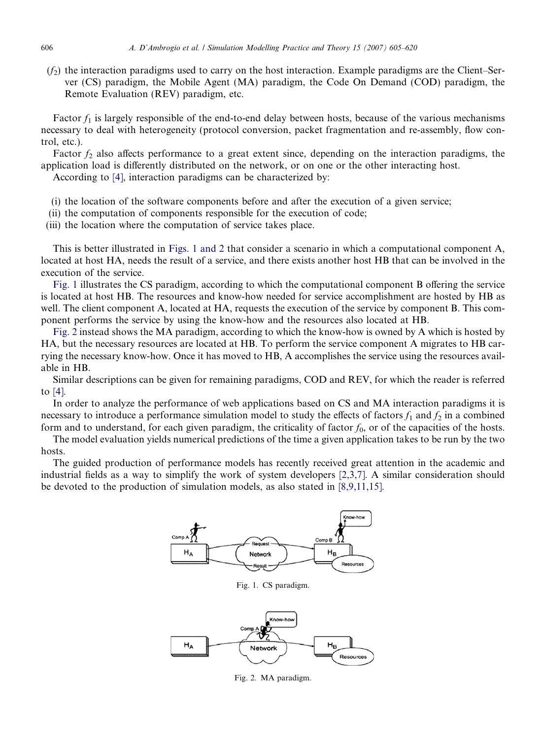($f_2$) the interaction paradigms used to carry on the host interaction. Example paradigms are the Client–Server (CS) paradigm, the Mobile Agent (MA) paradigm, the Code On Demand (COD) paradigm, the Remote Evaluation (REV) paradigm, etc.

Factor $f_1$ is largely responsible of the end-to-end delay between hosts, because of the various mechanisms necessary to deal with heterogeneity (protocol conversion, packet fragmentation and re-assembly, flow control, etc.).

Factor $f_2$ also affects performance to a great extent since, depending on the interaction paradigms, the application load is differently distributed on the network, or on one or the other interacting host.

According to [4], interaction paradigms can be characterized by:

(i) the location of the software components before and after the execution of a given service;
(ii) the computation of components responsible for the execution of code;
(iii) the location where the computation of service takes place.

This is better illustrated in Figs. 1 and 2 that consider a scenario in which a computational component A, located at host HA, needs the result of a service, and there exists another host HB that can be involved in the execution of the service.

Fig. 1 illustrates the CS paradigm, according to which the computational component B offering the service is located at host HB. The resources and know-how needed for service accomplishment are hosted by HB as well. The client component A, located at HA, requests the execution of the service by component B. This component performs the service by using the know-how and the resources also located at HB.

Fig. 2 instead shows the MA paradigm, according to which the know-how is owned by A which is hosted by HA, but the necessary resources are located at HB. To perform the service component A migrates to HB carrying the necessary know-how. Once it has moved to HB, A accomplishes the service using the resources available in HB.

Similar descriptions can be given for remaining paradigms, COD and REV, for which the reader is referred to [4].

In order to analyze the performance of web applications based on CS and MA interaction paradigms it is necessary to introduce a performance simulation model to study the effects of factors $f_1$ and $f_2$ in a combined form and to understand, for each given paradigm, the criticality of factor $f_0$, or of the capacities of the hosts.

The model evaluation yields numerical predictions of the time a given application takes to be run by the two hosts.

The guided production of performance models has recently received great attention in the academic and industrial fields as a way to simplify the work of system developers [2,3,7]. A similar consideration should be devoted to the production of simulation models, as also stated in [8,9,11,15].

Fig. 1. CS paradigm.

Fig. 2. MA paradigm.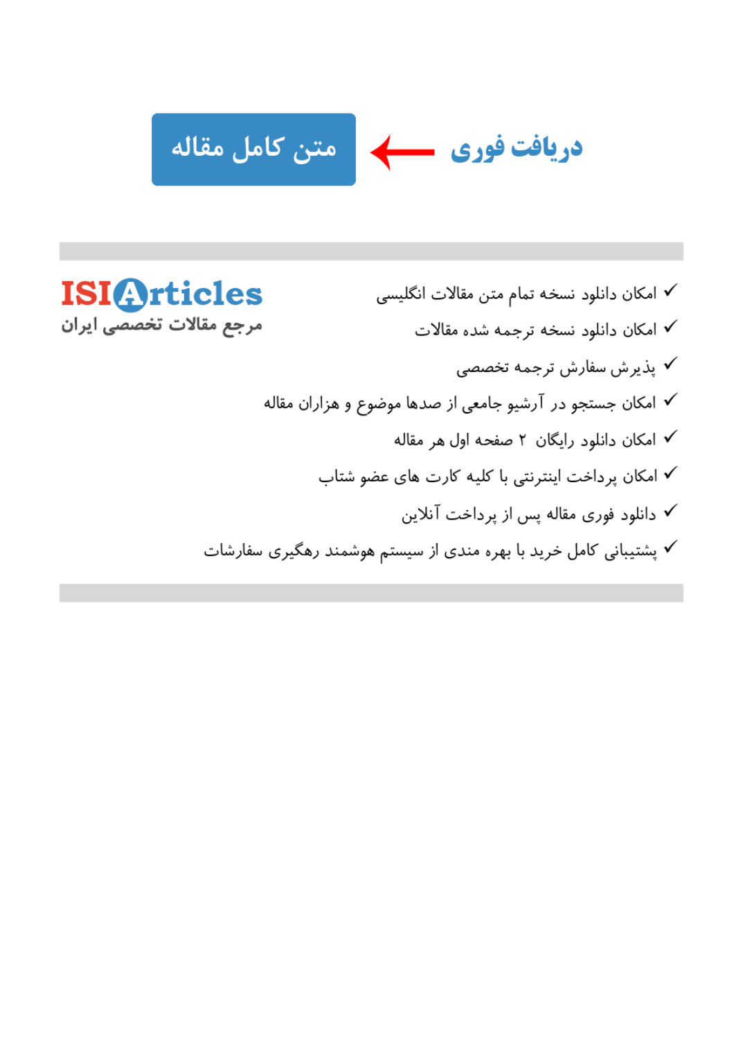دریافت فوری ← متن کامل مقاله

**ISIArticles**
مرجع مقالات تخصصی ایران

- ✓ امکان دانلود نسخه تمام متن مقالات انگلیسی
- ✓ امکان دانلود نسخه ترجمه شده مقالات
- ✓ پذیرش سفارش ترجمه تخصصی
- ✓ امکان جستجو در آرشیو جامعی از صدها موضوع و هزاران مقاله
- ✓ امکان دانلود رایگان ۲ صفحه اول هر مقاله
- ✓ امکان پرداخت اینترنتی با کلیه کارت های عضو شتاب
- ✓ دانلود فوری مقاله پس از پرداخت آنلاین
- ✓ پشتیبانی کامل خرید با بهره مندی از سیستم هوشمند رهگیری سفارشات